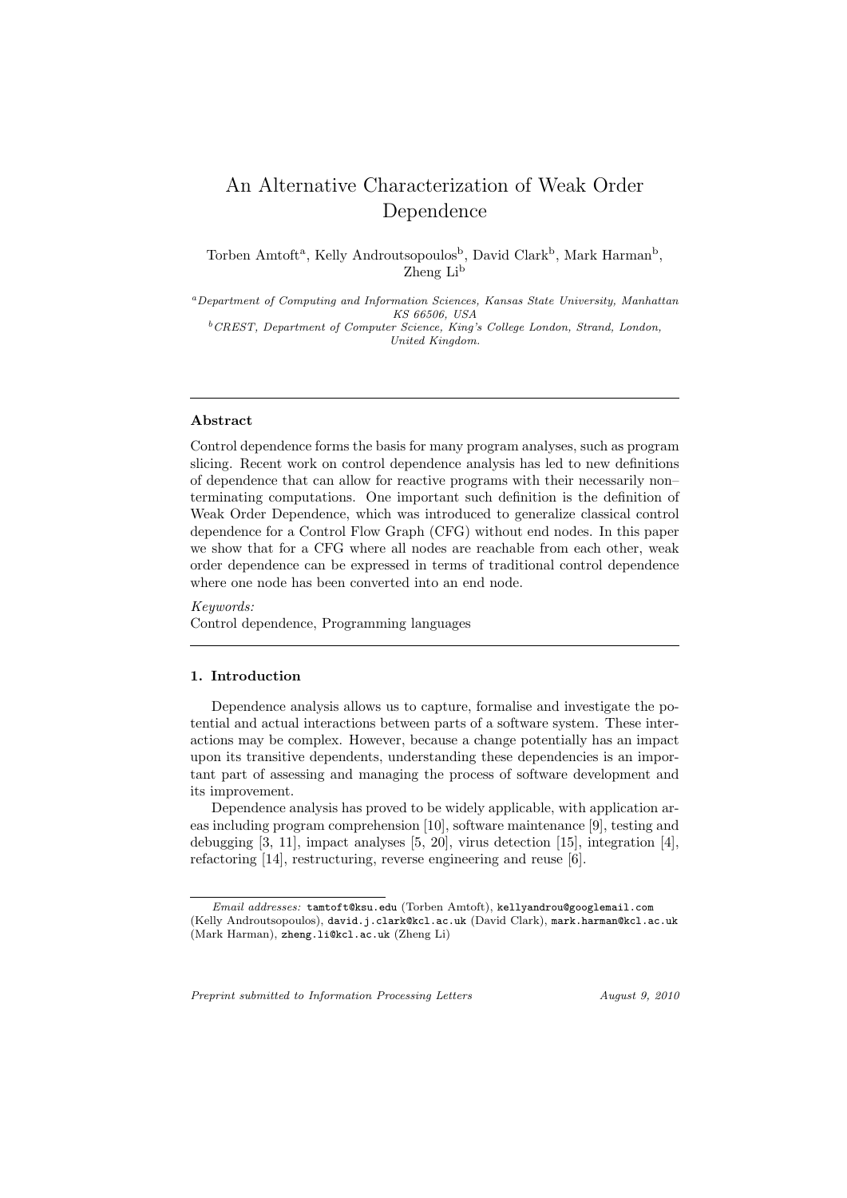# An Alternative Characterization of Weak Order Dependence

Torben Amtoft[a], Kelly Androutsopoulos[b], David Clark[b], Mark Harman[b], Zheng Li[b]

[a]*Department of Computing and Information Sciences, Kansas State University, Manhattan KS 66506, USA*

[b]*CREST, Department of Computer Science, King's College London, Strand, London, United Kingdom.*

---

## Abstract

Control dependence forms the basis for many program analyses, such as program slicing. Recent work on control dependence analysis has led to new definitions of dependence that can allow for reactive programs with their necessarily non–terminating computations. One important such definition is the definition of Weak Order Dependence, which was introduced to generalize classical control dependence for a Control Flow Graph (CFG) without end nodes. In this paper we show that for a CFG where all nodes are reachable from each other, weak order dependence can be expressed in terms of traditional control dependence where one node has been converted into an end node.

*Keywords:*
Control dependence, Programming languages

---

## 1. Introduction

Dependence analysis allows us to capture, formalise and investigate the potential and actual interactions between parts of a software system. These interactions may be complex. However, because a change potentially has an impact upon its transitive dependents, understanding these dependencies is an important part of assessing and managing the process of software development and its improvement.

Dependence analysis has proved to be widely applicable, with application areas including program comprehension [10], software maintenance [9], testing and debugging [3, 11], impact analyses [5, 20], virus detection [15], integration [4], refactoring [14], restructuring, reverse engineering and reuse [6].

*Email addresses:* tamtoft@ksu.edu (Torben Amtoft), kellyandrou@googlemail.com (Kelly Androutsopoulos), david.j.clark@kcl.ac.uk (David Clark), mark.harman@kcl.ac.uk (Mark Harman), zheng.li@kcl.ac.uk (Zheng Li)

*Preprint submitted to Information Processing Letters* *August 9, 2010*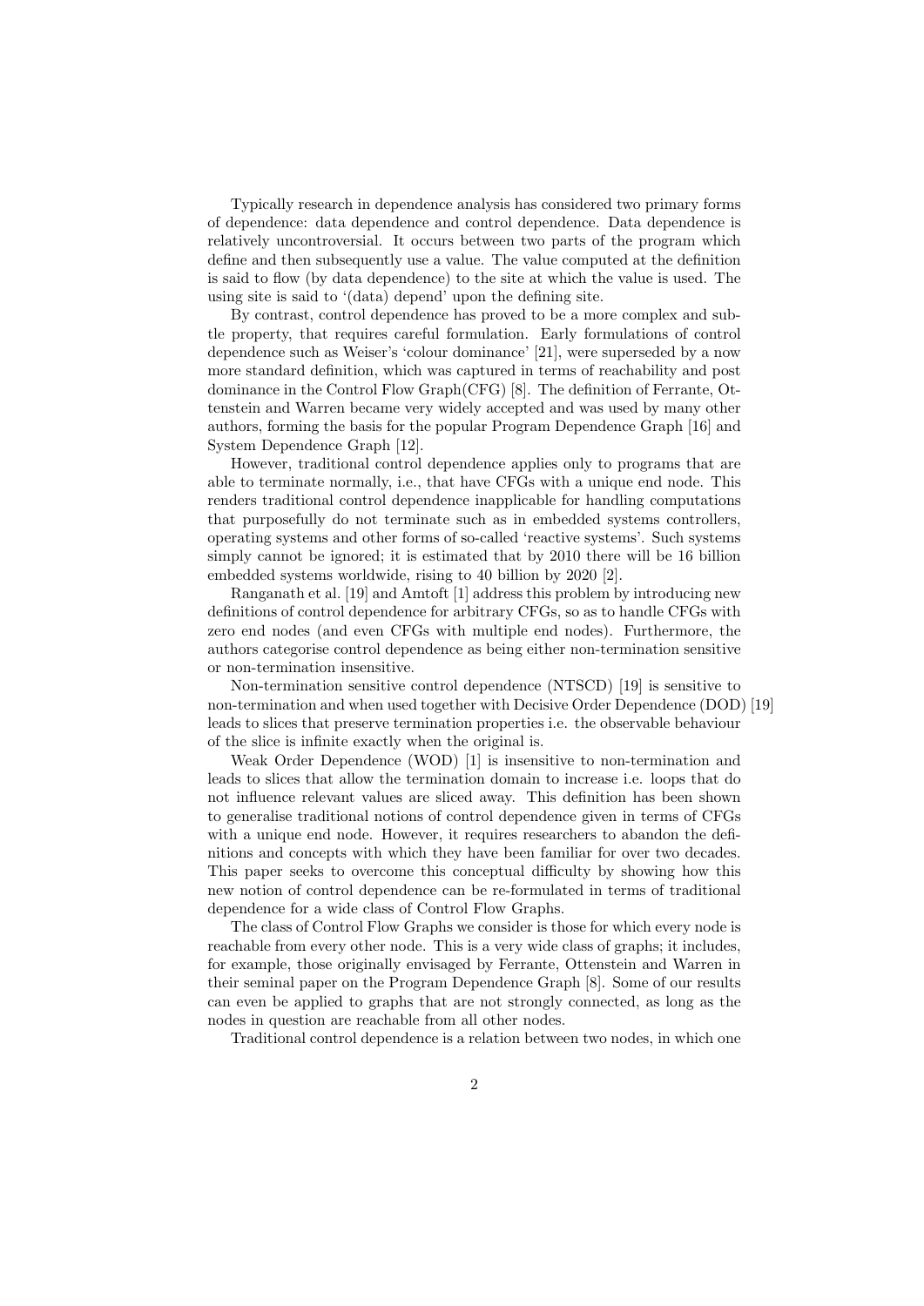Typically research in dependence analysis has considered two primary forms of dependence: data dependence and control dependence. Data dependence is relatively uncontroversial. It occurs between two parts of the program which define and then subsequently use a value. The value computed at the definition is said to flow (by data dependence) to the site at which the value is used. The using site is said to '(data) depend' upon the defining site.

By contrast, control dependence has proved to be a more complex and subtle property, that requires careful formulation. Early formulations of control dependence such as Weiser's 'colour dominance' [21], were superseded by a now more standard definition, which was captured in terms of reachability and post dominance in the Control Flow Graph(CFG) [8]. The definition of Ferrante, Ottenstein and Warren became very widely accepted and was used by many other authors, forming the basis for the popular Program Dependence Graph [16] and System Dependence Graph [12].

However, traditional control dependence applies only to programs that are able to terminate normally, i.e., that have CFGs with a unique end node. This renders traditional control dependence inapplicable for handling computations that purposefully do not terminate such as in embedded systems controllers, operating systems and other forms of so-called 'reactive systems'. Such systems simply cannot be ignored; it is estimated that by 2010 there will be 16 billion embedded systems worldwide, rising to 40 billion by 2020 [2].

Ranganath et al. [19] and Amtoft [1] address this problem by introducing new definitions of control dependence for arbitrary CFGs, so as to handle CFGs with zero end nodes (and even CFGs with multiple end nodes). Furthermore, the authors categorise control dependence as being either non-termination sensitive or non-termination insensitive.

Non-termination sensitive control dependence (NTSCD) [19] is sensitive to non-termination and when used together with Decisive Order Dependence (DOD) [19] leads to slices that preserve termination properties i.e. the observable behaviour of the slice is infinite exactly when the original is.

Weak Order Dependence (WOD) [1] is insensitive to non-termination and leads to slices that allow the termination domain to increase i.e. loops that do not influence relevant values are sliced away. This definition has been shown to generalise traditional notions of control dependence given in terms of CFGs with a unique end node. However, it requires researchers to abandon the definitions and concepts with which they have been familiar for over two decades. This paper seeks to overcome this conceptual difficulty by showing how this new notion of control dependence can be re-formulated in terms of traditional dependence for a wide class of Control Flow Graphs.

The class of Control Flow Graphs we consider is those for which every node is reachable from every other node. This is a very wide class of graphs; it includes, for example, those originally envisaged by Ferrante, Ottenstein and Warren in their seminal paper on the Program Dependence Graph [8]. Some of our results can even be applied to graphs that are not strongly connected, as long as the nodes in question are reachable from all other nodes.

Traditional control dependence is a relation between two nodes, in which one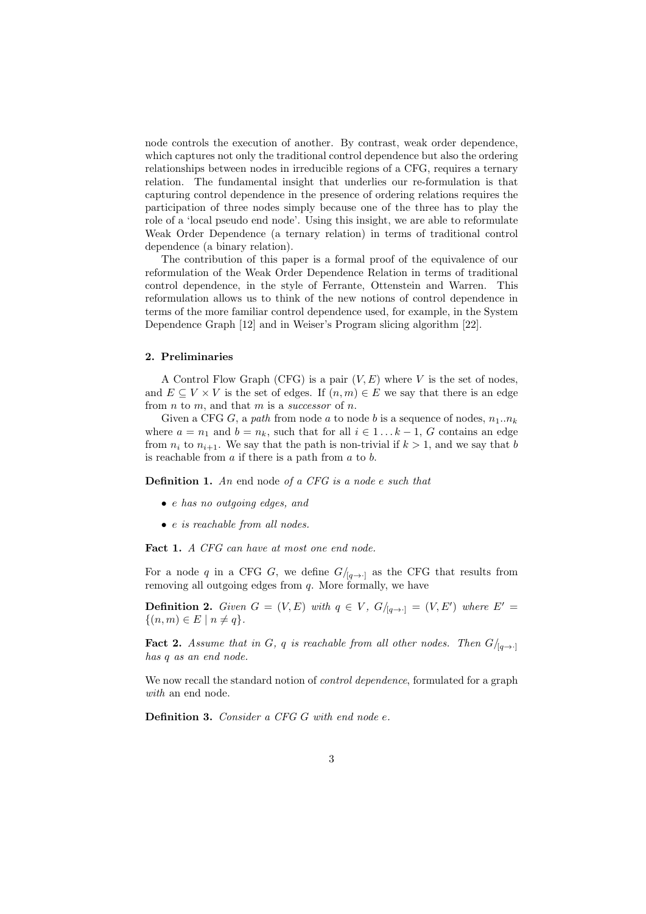node controls the execution of another. By contrast, weak order dependence, which captures not only the traditional control dependence but also the ordering relationships between nodes in irreducible regions of a CFG, requires a ternary relation. The fundamental insight that underlies our re-formulation is that capturing control dependence in the presence of ordering relations requires the participation of three nodes simply because one of the three has to play the role of a 'local pseudo end node'. Using this insight, we are able to reformulate Weak Order Dependence (a ternary relation) in terms of traditional control dependence (a binary relation).

The contribution of this paper is a formal proof of the equivalence of our reformulation of the Weak Order Dependence Relation in terms of traditional control dependence, in the style of Ferrante, Ottenstein and Warren. This reformulation allows us to think of the new notions of control dependence in terms of the more familiar control dependence used, for example, in the System Dependence Graph [12] and in Weiser's Program slicing algorithm [22].

## 2. Preliminaries

A Control Flow Graph (CFG) is a pair $(V, E)$ where $V$ is the set of nodes, and $E \subseteq V \times V$ is the set of edges. If $(n, m) \in E$ we say that there is an edge from $n$ to $m$, and that $m$ is a *successor* of $n$.

Given a CFG $G$, a *path* from node $a$ to node $b$ is a sequence of nodes, $n_1..n_k$ where $a = n_1$ and $b = n_k$, such that for all $i \in 1 \ldots k-1$, $G$ contains an edge from $n_i$ to $n_{i+1}$. We say that the path is non-trivial if $k > 1$, and we say that $b$ is reachable from $a$ if there is a path from $a$ to $b$.

**Definition 1.** *An* end node *of a CFG is a node $e$ such that*

- *$e$ has no outgoing edges, and*
- *$e$ is reachable from all nodes.*

**Fact 1.** *A CFG can have at most one end node.*

For a node $q$ in a CFG $G$, we define $G/_{[q\to\cdot]}$ as the CFG that results from removing all outgoing edges from $q$. More formally, we have

**Definition 2.** *Given $G = (V, E)$ with $q \in V$, $G/_{[q\to\cdot]} = (V, E')$ where $E' = \{(n, m) \in E \mid n \neq q\}$.*

**Fact 2.** *Assume that in $G$, $q$ is reachable from all other nodes. Then $G/_{[q\to\cdot]}$ has $q$ as an end node.*

We now recall the standard notion of *control dependence*, formulated for a graph *with* an end node.

**Definition 3.** *Consider a CFG $G$ with end node $e$.*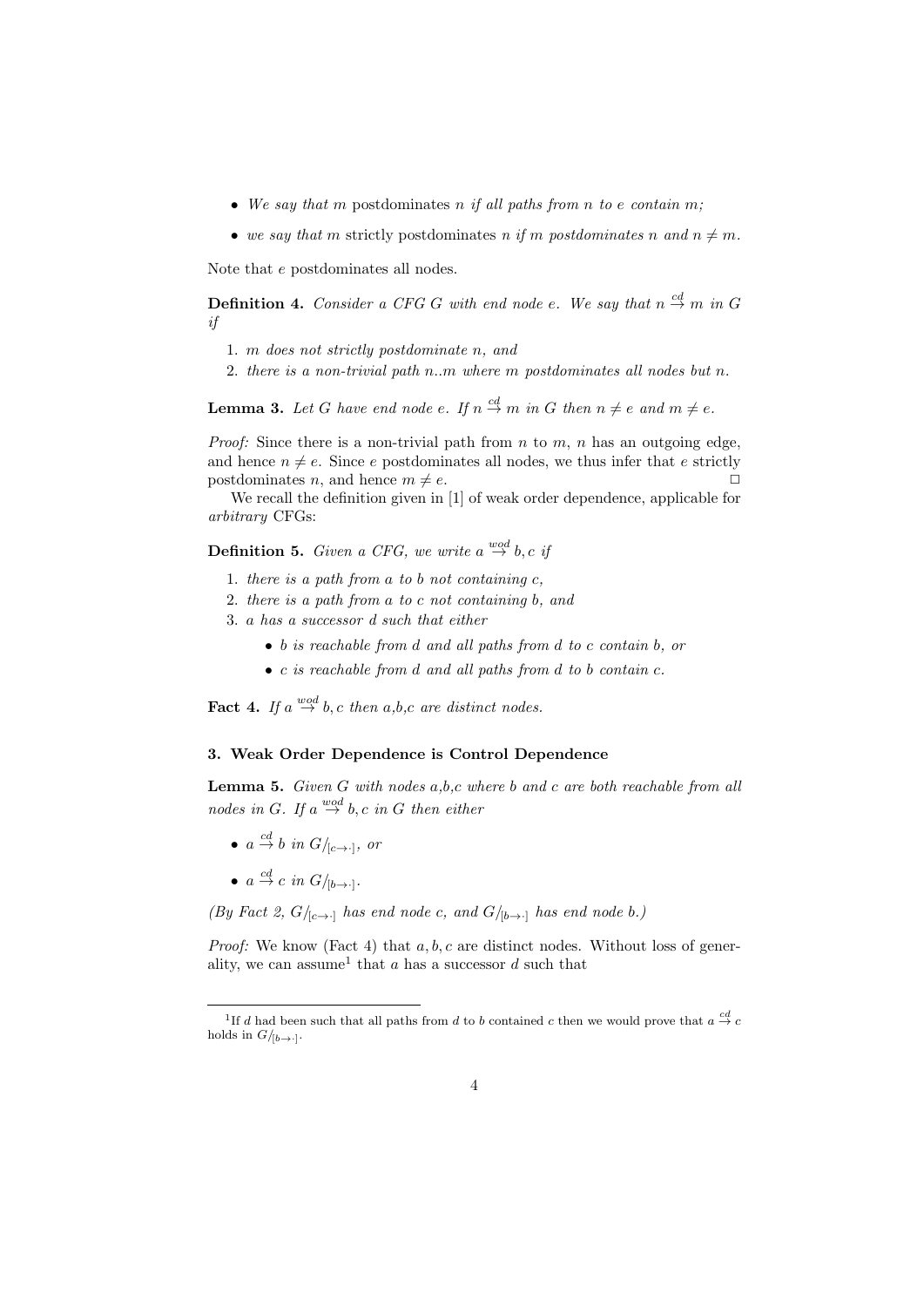- *We say that $m$* postdominates *$n$ if all paths from $n$ to $e$ contain $m$;*
- *we say that $m$* strictly postdominates *$n$ if $m$ postdominates $n$ and $n \neq m$.*

Note that $e$ postdominates all nodes.

**Definition 4.** *Consider a CFG $G$ with end node $e$. We say that $n \stackrel{cd}{\rightarrow} m$ in $G$ if*

1. *$m$ does not strictly postdominate $n$, and*
2. *there is a non-trivial path $n..m$ where $m$ postdominates all nodes but $n$.*

**Lemma 3.** *Let $G$ have end node $e$. If $n \stackrel{cd}{\rightarrow} m$ in $G$ then $n \neq e$ and $m \neq e$.*

*Proof:* Since there is a non-trivial path from $n$ to $m$, $n$ has an outgoing edge, and hence $n \neq e$. Since $e$ postdominates all nodes, we thus infer that $e$ strictly postdominates $n$, and hence $m \neq e$. □

We recall the definition given in [1] of weak order dependence, applicable for *arbitrary* CFGs:

**Definition 5.** *Given a CFG, we write $a \stackrel{wod}{\rightarrow} b, c$ if*

1. *there is a path from $a$ to $b$ not containing $c$,*
2. *there is a path from $a$ to $c$ not containing $b$, and*
3. *$a$ has a successor $d$ such that either*
   - *$b$ is reachable from $d$ and all paths from $d$ to $c$ contain $b$, or*
   - *$c$ is reachable from $d$ and all paths from $d$ to $b$ contain $c$.*

**Fact 4.** *If $a \stackrel{wod}{\rightarrow} b, c$ then $a$,$b$,$c$ are distinct nodes.*

### 3. Weak Order Dependence is Control Dependence

**Lemma 5.** *Given $G$ with nodes $a$,$b$,$c$ where $b$ and $c$ are both reachable from all nodes in $G$. If $a \stackrel{wod}{\rightarrow} b, c$ in $G$ then either*

- *$a \stackrel{cd}{\rightarrow} b$ in $G/_{[c \rightarrow \cdot]}$, or*
- *$a \stackrel{cd}{\rightarrow} c$ in $G/_{[b \rightarrow \cdot]}$.*

*(By Fact 2, $G/_{[c \rightarrow \cdot]}$ has end node $c$, and $G/_{[b \rightarrow \cdot]}$ has end node $b$.)*

*Proof:* We know (Fact 4) that $a, b, c$ are distinct nodes. Without loss of generality, we can assume[1] that $a$ has a successor $d$ such that

[1] If $d$ had been such that all paths from $d$ to $b$ contained $c$ then we would prove that $a \stackrel{cd}{\rightarrow} c$ holds in $G/_{[b \rightarrow \cdot]}$.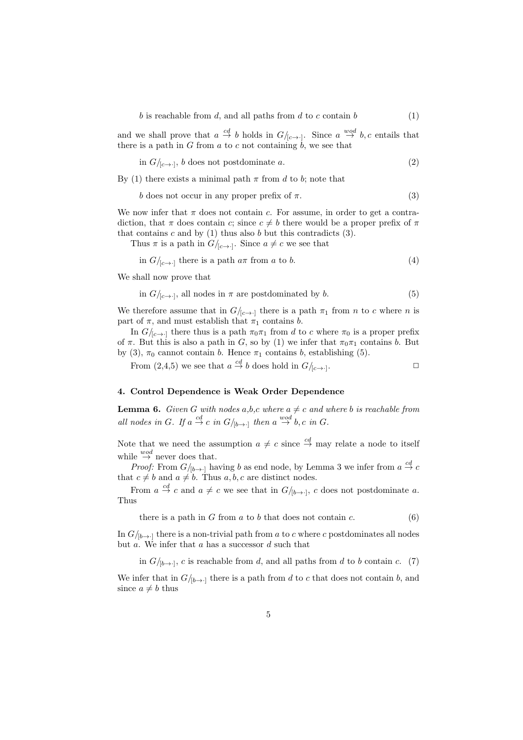$$b \text{ is reachable from } d \text{, and all paths from } d \text{ to } c \text{ contain } b \tag{1}$$

and we shall prove that $a \overset{cd}{\to} b$ holds in $G/_{[c\to\cdot]}$. Since $a \overset{wod}{\to} b, c$ entails that there is a path in $G$ from $a$ to $c$ not containing $b$, we see that

$$\text{in } G/_{[c\to\cdot]}, \ b \text{ does not postdominate } a. \tag{2}$$

By (1) there exists a minimal path $\pi$ from $d$ to $b$; note that

$$b \text{ does not occur in any proper prefix of } \pi. \tag{3}$$

We now infer that $\pi$ does not contain $c$. For assume, in order to get a contradiction, that $\pi$ does contain $c$; since $c \neq b$ there would be a proper prefix of $\pi$ that contains $c$ and by (1) thus also $b$ but this contradicts (3).

Thus $\pi$ is a path in $G/_{[c\to\cdot]}$. Since $a \neq c$ we see that

$$\text{in } G/_{[c\to\cdot]} \text{ there is a path } a\pi \text{ from } a \text{ to } b. \tag{4}$$

We shall now prove that

$$\text{in } G/_{[c\to\cdot]}, \text{ all nodes in } \pi \text{ are postdominated by } b. \tag{5}$$

We therefore assume that in $G/_{[c\to\cdot]}$ there is a path $\pi_1$ from $n$ to $c$ where $n$ is part of $\pi$, and must establish that $\pi_1$ contains $b$.

In $G/_{[c\to\cdot]}$ there thus is a path $\pi_0\pi_1$ from $d$ to $c$ where $\pi_0$ is a proper prefix of $\pi$. But this is also a path in $G$, so by (1) we infer that $\pi_0\pi_1$ contains $b$. But by (3), $\pi_0$ cannot contain $b$. Hence $\pi_1$ contains $b$, establishing (5).

From (2,4,5) we see that $a \overset{cd}{\to} b$ does hold in $G/_{[c\to\cdot]}$. □

## 4. Control Dependence is Weak Order Dependence

**Lemma 6.** *Given $G$ with nodes a,b,c where $a \neq c$ and where $b$ is reachable from all nodes in $G$. If $a \overset{cd}{\to} c$ in $G/_{[b\to\cdot]}$ then $a \overset{wod}{\to} b, c$ in $G$.*

Note that we need the assumption $a \neq c$ since $\overset{cd}{\to}$ may relate a node to itself while $\overset{wod}{\to}$ never does that.

*Proof:* From $G/_{[b\to\cdot]}$ having $b$ as end node, by Lemma 3 we infer from $a \overset{cd}{\to} c$ that $c \neq b$ and $a \neq b$. Thus $a, b, c$ are distinct nodes.

From $a \overset{cd}{\to} c$ and $a \neq c$ we see that in $G/_{[b\to\cdot]}$, $c$ does not postdominate $a$. Thus

$$\text{there is a path in } G \text{ from } a \text{ to } b \text{ that does not contain } c. \tag{6}$$

In $G/_{[b\to\cdot]}$ there is a non-trivial path from $a$ to $c$ where $c$ postdominates all nodes but $a$. We infer that $a$ has a successor $d$ such that

$$\text{in } G/_{[b\to\cdot]}, \ c \text{ is reachable from } d \text{, and all paths from } d \text{ to } b \text{ contain } c. \tag{7}$$

We infer that in $G/_{[b\to\cdot]}$ there is a path from $d$ to $c$ that does not contain $b$, and since $a \neq b$ thus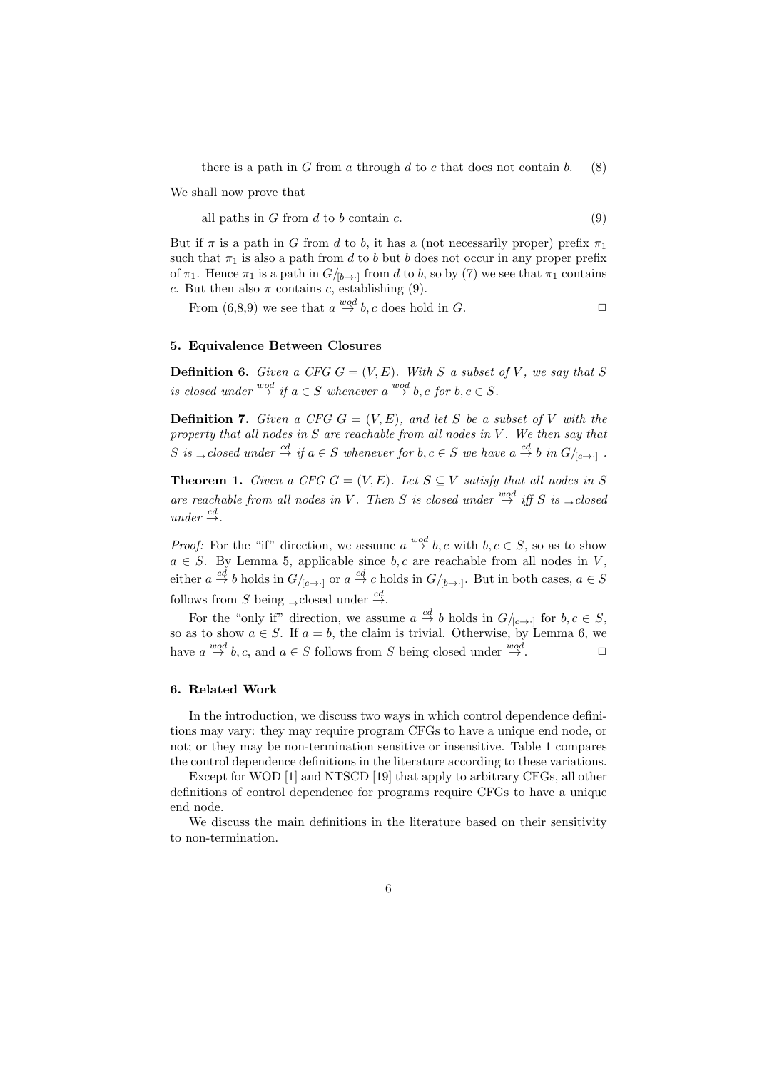there is a path in $G$ from $a$ through $d$ to $c$ that does not contain $b$. (8)

We shall now prove that

all paths in $G$ from $d$ to $b$ contain $c$. (9)

But if $\pi$ is a path in $G$ from $d$ to $b$, it has a (not necessarily proper) prefix $\pi_1$ such that $\pi_1$ is also a path from $d$ to $b$ but $b$ does not occur in any proper prefix of $\pi_1$. Hence $\pi_1$ is a path in $G/_{[b\to\cdot]}$ from $d$ to $b$, so by (7) we see that $\pi_1$ contains $c$. But then also $\pi$ contains $c$, establishing (9).

From (6,8,9) we see that $a \overset{wod}{\to} b, c$ does hold in $G$. □

## 5. Equivalence Between Closures

**Definition 6.** *Given a CFG $G = (V, E)$. With $S$ a subset of $V$, we say that $S$ is closed under $\overset{wod}{\to}$ if $a \in S$ whenever $a \overset{wod}{\to} b, c$ for $b, c \in S$.*

**Definition 7.** *Given a CFG $G = (V, E)$, and let $S$ be a subset of $V$ with the property that all nodes in $S$ are reachable from all nodes in $V$. We then say that $S$ is ${}_{\to}$closed under $\overset{cd}{\to}$ if $a \in S$ whenever for $b, c \in S$ we have $a \overset{cd}{\to} b$ in $G/_{[c\to\cdot]}$ .*

**Theorem 1.** *Given a CFG $G = (V, E)$. Let $S \subseteq V$ satisfy that all nodes in $S$ are reachable from all nodes in $V$. Then $S$ is closed under $\overset{wod}{\to}$ iff $S$ is ${}_{\to}$closed under $\overset{cd}{\to}$.*

*Proof:* For the "if" direction, we assume $a \overset{wod}{\to} b, c$ with $b, c \in S$, so as to show $a \in S$. By Lemma 5, applicable since $b, c$ are reachable from all nodes in $V$, either $a \overset{cd}{\to} b$ holds in $G/_{[c\to\cdot]}$ or $a \overset{cd}{\to} c$ holds in $G/_{[b\to\cdot]}$. But in both cases, $a \in S$ follows from $S$ being ${}_{\to}$closed under $\overset{cd}{\to}$.

For the "only if" direction, we assume $a \overset{cd}{\to} b$ holds in $G/_{[c\to\cdot]}$ for $b, c \in S$, so as to show $a \in S$. If $a = b$, the claim is trivial. Otherwise, by Lemma 6, we have $a \overset{wod}{\to} b, c$, and $a \in S$ follows from $S$ being closed under $\overset{wod}{\to}$. □

## 6. Related Work

In the introduction, we discuss two ways in which control dependence definitions may vary: they may require program CFGs to have a unique end node, or not; or they may be non-termination sensitive or insensitive. Table 1 compares the control dependence definitions in the literature according to these variations.

Except for WOD [1] and NTSCD [19] that apply to arbitrary CFGs, all other definitions of control dependence for programs require CFGs to have a unique end node.

We discuss the main definitions in the literature based on their sensitivity to non-termination.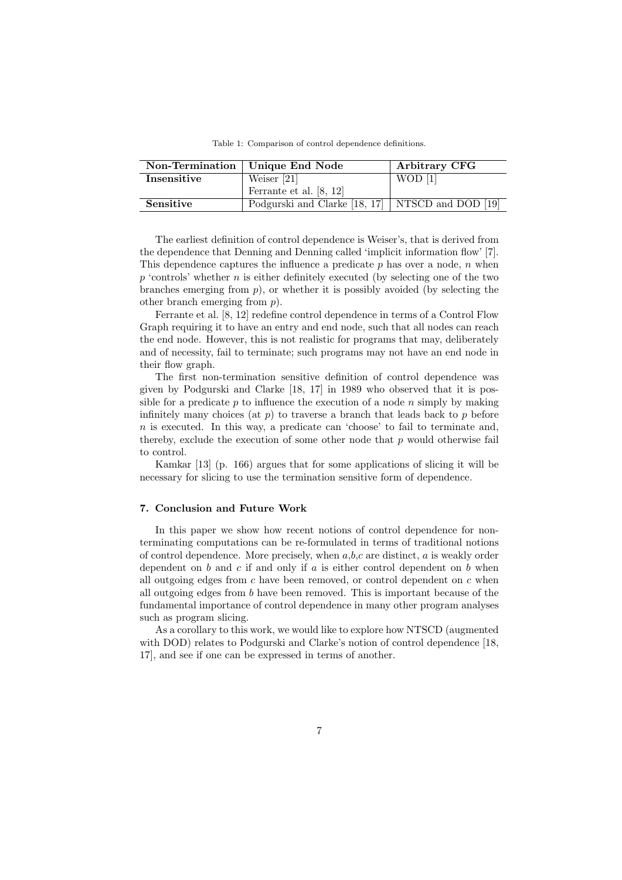Table 1: Comparison of control dependence definitions.

| Non-Termination | Unique End Node | Arbitrary CFG |
| --- | --- | --- |
| **Insensitive** | Weiser [21] <br> Ferrante et al. [8, 12] | WOD [1] |
| **Sensitive** | Podgurski and Clarke [18, 17] | NTSCD and DOD [19] |

The earliest definition of control dependence is Weiser's, that is derived from the dependence that Denning and Denning called 'implicit information flow' [7]. This dependence captures the influence a predicate $p$ has over a node, $n$ when $p$ 'controls' whether $n$ is either definitely executed (by selecting one of the two branches emerging from $p$), or whether it is possibly avoided (by selecting the other branch emerging from $p$).

Ferrante et al. [8, 12] redefine control dependence in terms of a Control Flow Graph requiring it to have an entry and end node, such that all nodes can reach the end node. However, this is not realistic for programs that may, deliberately and of necessity, fail to terminate; such programs may not have an end node in their flow graph.

The first non-termination sensitive definition of control dependence was given by Podgurski and Clarke [18, 17] in 1989 who observed that it is possible for a predicate $p$ to influence the execution of a node $n$ simply by making infinitely many choices (at $p$) to traverse a branch that leads back to $p$ before $n$ is executed. In this way, a predicate can 'choose' to fail to terminate and, thereby, exclude the execution of some other node that $p$ would otherwise fail to control.

Kamkar [13] (p. 166) argues that for some applications of slicing it will be necessary for slicing to use the termination sensitive form of dependence.

## 7. Conclusion and Future Work

In this paper we show how recent notions of control dependence for non-terminating computations can be re-formulated in terms of traditional notions of control dependence. More precisely, when $a$,$b$,$c$ are distinct, $a$ is weakly order dependent on $b$ and $c$ if and only if $a$ is either control dependent on $b$ when all outgoing edges from $c$ have been removed, or control dependent on $c$ when all outgoing edges from $b$ have been removed. This is important because of the fundamental importance of control dependence in many other program analyses such as program slicing.

As a corollary to this work, we would like to explore how NTSCD (augmented with DOD) relates to Podgurski and Clarke's notion of control dependence [18, 17], and see if one can be expressed in terms of another.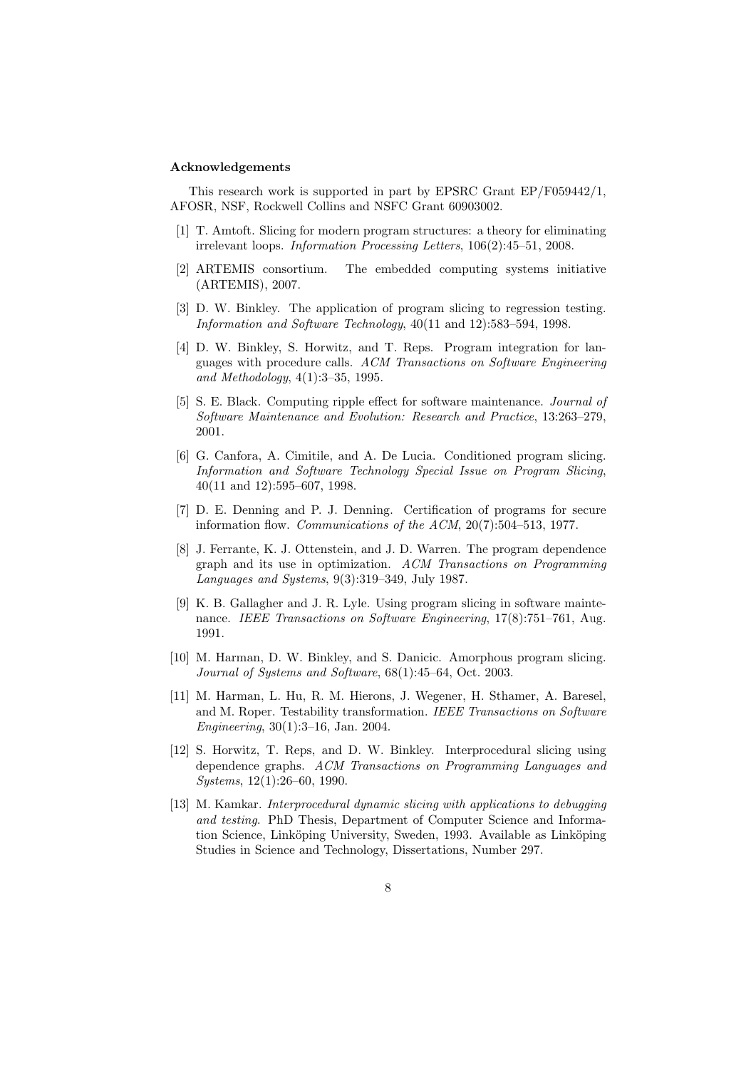#### Acknowledgements

This research work is supported in part by EPSRC Grant EP/F059442/1, AFOSR, NSF, Rockwell Collins and NSFC Grant 60903002.

[1] T. Amtoft. Slicing for modern program structures: a theory for eliminating irrelevant loops. *Information Processing Letters*, 106(2):45–51, 2008.

[2] ARTEMIS consortium. The embedded computing systems initiative (ARTEMIS), 2007.

[3] D. W. Binkley. The application of program slicing to regression testing. *Information and Software Technology*, 40(11 and 12):583–594, 1998.

[4] D. W. Binkley, S. Horwitz, and T. Reps. Program integration for languages with procedure calls. *ACM Transactions on Software Engineering and Methodology*, 4(1):3–35, 1995.

[5] S. E. Black. Computing ripple effect for software maintenance. *Journal of Software Maintenance and Evolution: Research and Practice*, 13:263–279, 2001.

[6] G. Canfora, A. Cimitile, and A. De Lucia. Conditioned program slicing. *Information and Software Technology Special Issue on Program Slicing*, 40(11 and 12):595–607, 1998.

[7] D. E. Denning and P. J. Denning. Certification of programs for secure information flow. *Communications of the ACM*, 20(7):504–513, 1977.

[8] J. Ferrante, K. J. Ottenstein, and J. D. Warren. The program dependence graph and its use in optimization. *ACM Transactions on Programming Languages and Systems*, 9(3):319–349, July 1987.

[9] K. B. Gallagher and J. R. Lyle. Using program slicing in software maintenance. *IEEE Transactions on Software Engineering*, 17(8):751–761, Aug. 1991.

[10] M. Harman, D. W. Binkley, and S. Danicic. Amorphous program slicing. *Journal of Systems and Software*, 68(1):45–64, Oct. 2003.

[11] M. Harman, L. Hu, R. M. Hierons, J. Wegener, H. Sthamer, A. Baresel, and M. Roper. Testability transformation. *IEEE Transactions on Software Engineering*, 30(1):3–16, Jan. 2004.

[12] S. Horwitz, T. Reps, and D. W. Binkley. Interprocedural slicing using dependence graphs. *ACM Transactions on Programming Languages and Systems*, 12(1):26–60, 1990.

[13] M. Kamkar. *Interprocedural dynamic slicing with applications to debugging and testing*. PhD Thesis, Department of Computer Science and Information Science, Linköping University, Sweden, 1993. Available as Linköping Studies in Science and Technology, Dissertations, Number 297.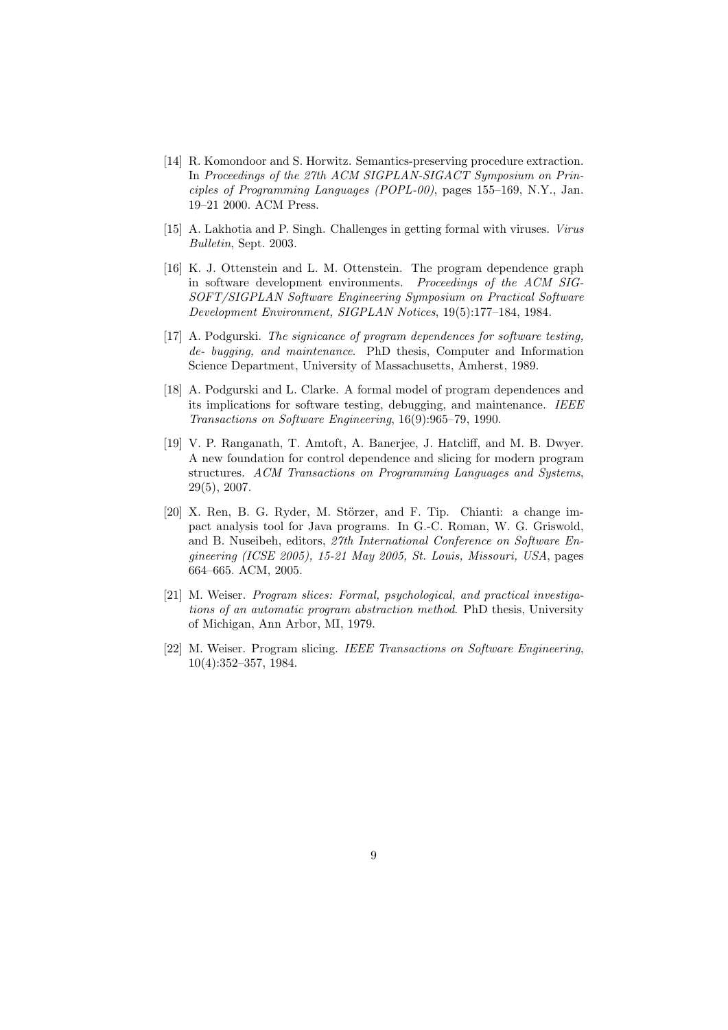[14] R. Komondoor and S. Horwitz. Semantics-preserving procedure extraction. In *Proceedings of the 27th ACM SIGPLAN-SIGACT Symposium on Principles of Programming Languages (POPL-00)*, pages 155–169, N.Y., Jan. 19–21 2000. ACM Press.

[15] A. Lakhotia and P. Singh. Challenges in getting formal with viruses. *Virus Bulletin*, Sept. 2003.

[16] K. J. Ottenstein and L. M. Ottenstein. The program dependence graph in software development environments. *Proceedings of the ACM SIGSOFT/SIGPLAN Software Engineering Symposium on Practical Software Development Environment, SIGPLAN Notices*, 19(5):177–184, 1984.

[17] A. Podgurski. *The signicance of program dependences for software testing, de- bugging, and maintenance*. PhD thesis, Computer and Information Science Department, University of Massachusetts, Amherst, 1989.

[18] A. Podgurski and L. Clarke. A formal model of program dependences and its implications for software testing, debugging, and maintenance. *IEEE Transactions on Software Engineering*, 16(9):965–79, 1990.

[19] V. P. Ranganath, T. Amtoft, A. Banerjee, J. Hatcliff, and M. B. Dwyer. A new foundation for control dependence and slicing for modern program structures. *ACM Transactions on Programming Languages and Systems*, 29(5), 2007.

[20] X. Ren, B. G. Ryder, M. Störzer, and F. Tip. Chianti: a change impact analysis tool for Java programs. In G.-C. Roman, W. G. Griswold, and B. Nuseibeh, editors, *27th International Conference on Software Engineering (ICSE 2005), 15-21 May 2005, St. Louis, Missouri, USA*, pages 664–665. ACM, 2005.

[21] M. Weiser. *Program slices: Formal, psychological, and practical investigations of an automatic program abstraction method*. PhD thesis, University of Michigan, Ann Arbor, MI, 1979.

[22] M. Weiser. Program slicing. *IEEE Transactions on Software Engineering*, 10(4):352–357, 1984.